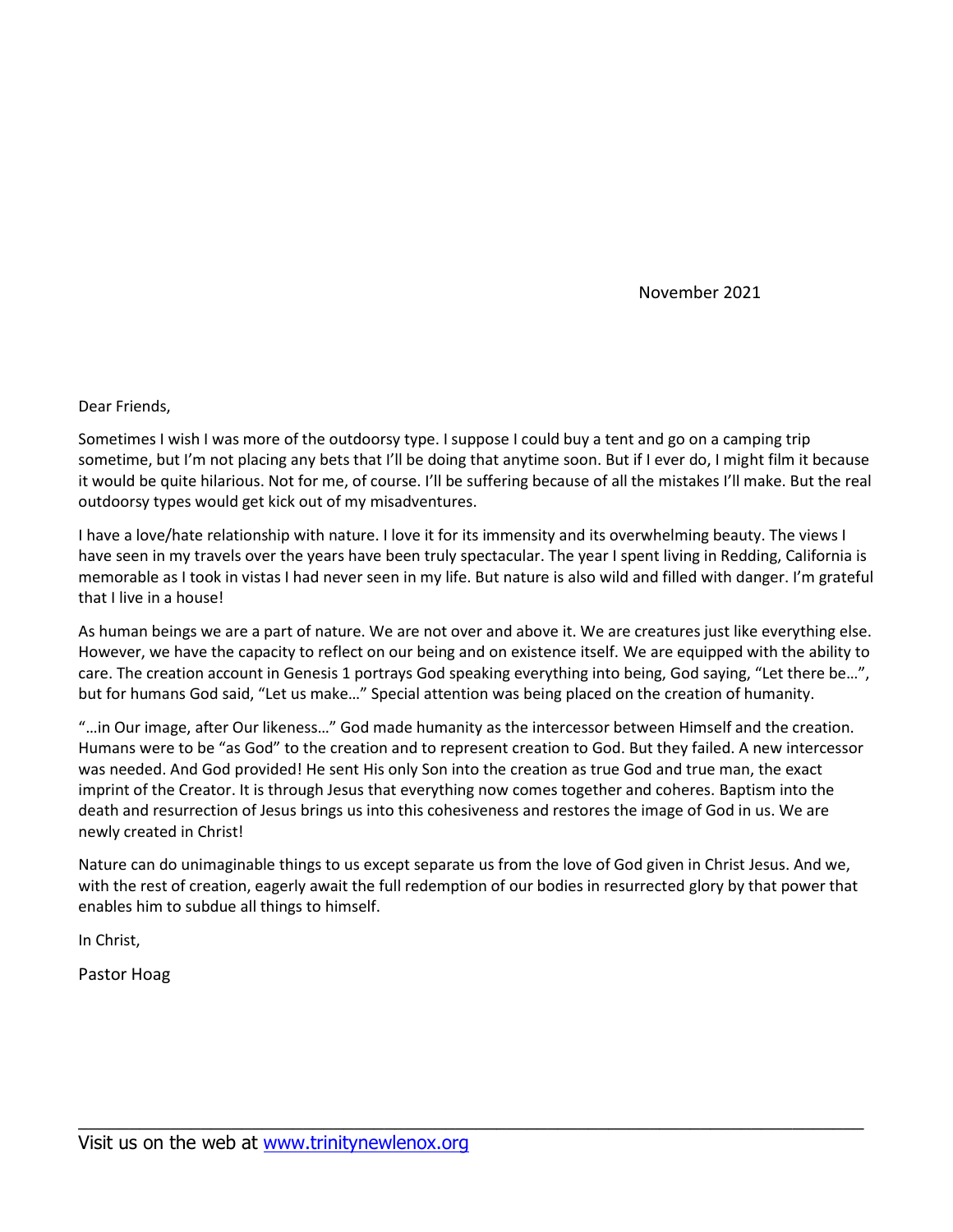November 2021

Dear Friends,

Sometimes I wish I was more of the outdoorsy type. I suppose I could buy a tent and go on a camping trip sometime, but I'm not placing any bets that I'll be doing that anytime soon. But if I ever do, I might film it because it would be quite hilarious. Not for me, of course. I'll be suffering because of all the mistakes I'll make. But the real outdoorsy types would get kick out of my misadventures.

I have a love/hate relationship with nature. I love it for its immensity and its overwhelming beauty. The views I have seen in my travels over the years have been truly spectacular. The year I spent living in Redding, California is memorable as I took in vistas I had never seen in my life. But nature is also wild and filled with danger. I'm grateful that I live in a house!

As human beings we are a part of nature. We are not over and above it. We are creatures just like everything else. However, we have the capacity to reflect on our being and on existence itself. We are equipped with the ability to care. The creation account in Genesis 1 portrays God speaking everything into being, God saying, "Let there be…", but for humans God said, "Let us make…" Special attention was being placed on the creation of humanity.

"…in Our image, after Our likeness…" God made humanity as the intercessor between Himself and the creation. Humans were to be "as God" to the creation and to represent creation to God. But they failed. A new intercessor was needed. And God provided! He sent His only Son into the creation as true God and true man, the exact imprint of the Creator. It is through Jesus that everything now comes together and coheres. Baptism into the death and resurrection of Jesus brings us into this cohesiveness and restores the image of God in us. We are newly created in Christ!

Nature can do unimaginable things to us except separate us from the love of God given in Christ Jesus. And we, with the rest of creation, eagerly await the full redemption of our bodies in resurrected glory by that power that enables him to subdue all things to himself.

In Christ,

Pastor Hoag

---

Visit us on the web at [www.trinitynewlenox.org](http://www.trinitynewlenox.org)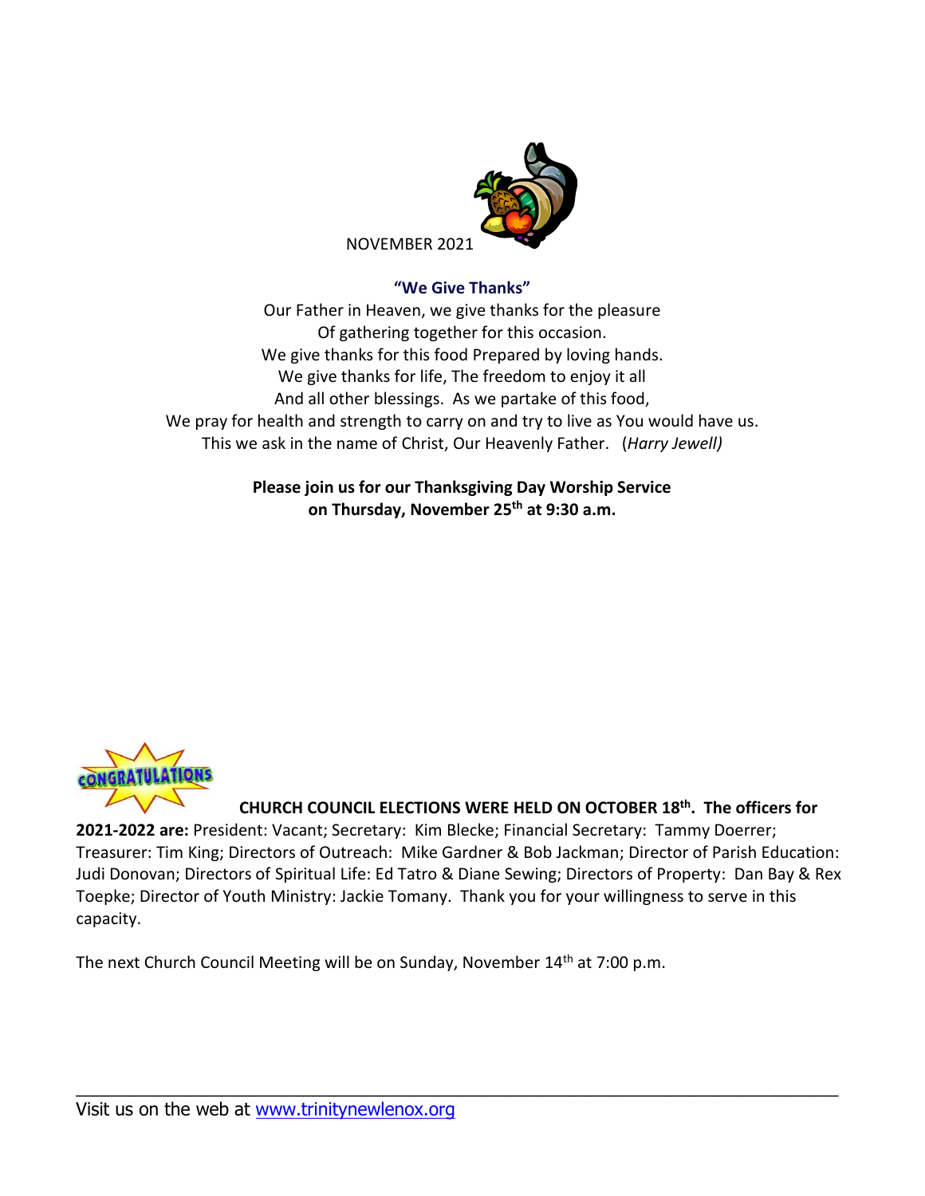NOVEMBER 2021

**"We Give Thanks"**

Our Father in Heaven, we give thanks for the pleasure
Of gathering together for this occasion.
We give thanks for this food Prepared by loving hands.
We give thanks for life, The freedom to enjoy it all
And all other blessings. As we partake of this food,
We pray for health and strength to carry on and try to live as You would have us.
This we ask in the name of Christ, Our Heavenly Father. (*Harry Jewell)*

**Please join us for our Thanksgiving Day Worship Service on Thursday, November 25th at 9:30 a.m.**

**CHURCH COUNCIL ELECTIONS WERE HELD ON OCTOBER 18th. The officers for 2021-2022 are:** President: Vacant; Secretary: Kim Blecke; Financial Secretary: Tammy Doerrer; Treasurer: Tim King; Directors of Outreach: Mike Gardner & Bob Jackman; Director of Parish Education: Judi Donovan; Directors of Spiritual Life: Ed Tatro & Diane Sewing; Directors of Property: Dan Bay & Rex Toepke; Director of Youth Ministry: Jackie Tomany. Thank you for your willingness to serve in this capacity.

The next Church Council Meeting will be on Sunday, November 14th at 7:00 p.m.

Visit us on the web at www.trinitynewlenox.org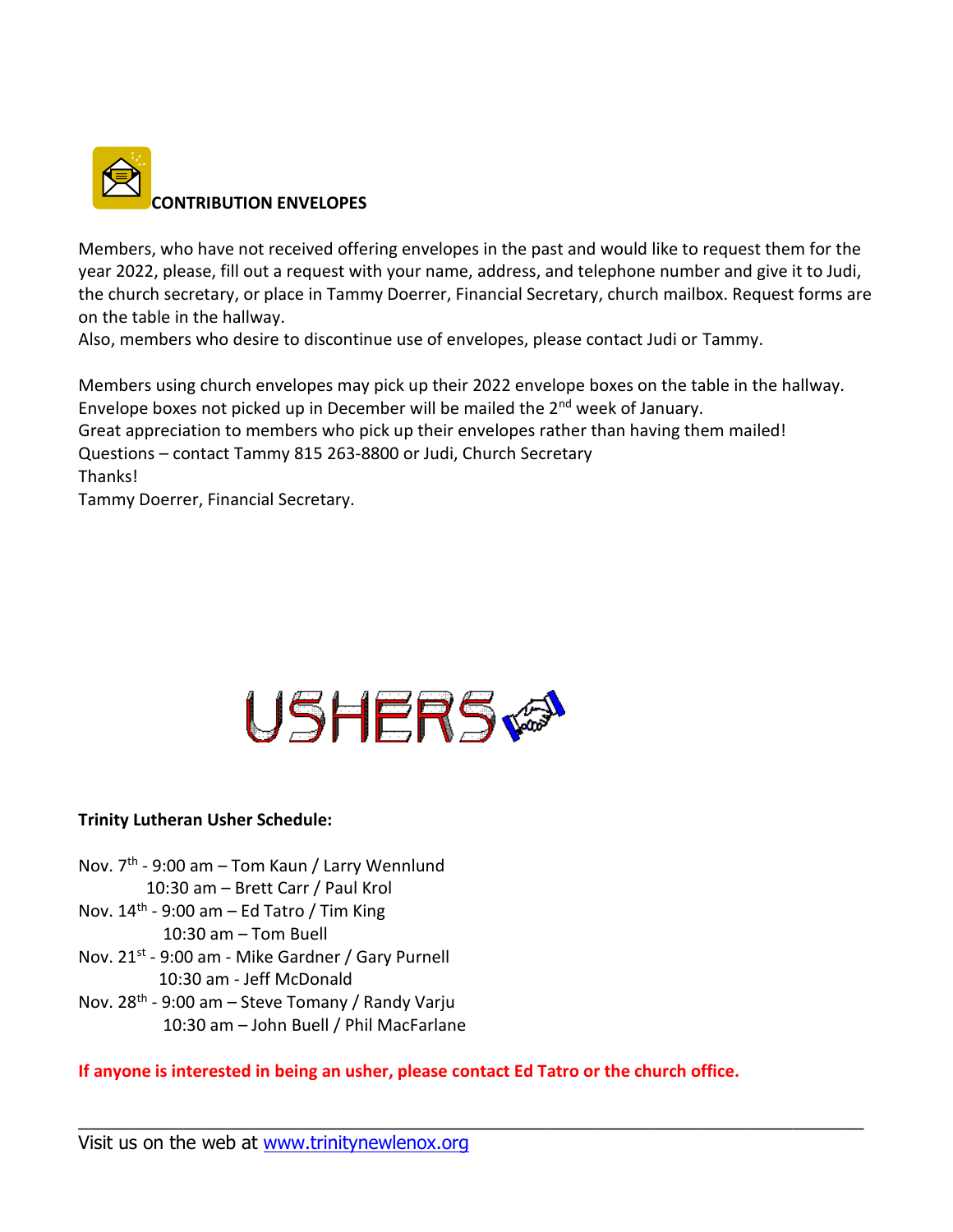## CONTRIBUTION ENVELOPES

Members, who have not received offering envelopes in the past and would like to request them for the year 2022, please, fill out a request with your name, address, and telephone number and give it to Judi, the church secretary, or place in Tammy Doerrer, Financial Secretary, church mailbox. Request forms are on the table in the hallway.
Also, members who desire to discontinue use of envelopes, please contact Judi or Tammy.

Members using church envelopes may pick up their 2022 envelope boxes on the table in the hallway. Envelope boxes not picked up in December will be mailed the 2nd week of January.
Great appreciation to members who pick up their envelopes rather than having them mailed!
Questions – contact Tammy 815 263-8800 or Judi, Church Secretary
Thanks!
Tammy Doerrer, Financial Secretary.

# USHERS

**Trinity Lutheran Usher Schedule:**

Nov. 7th - 9:00 am – Tom Kaun / Larry Wennlund
10:30 am – Brett Carr / Paul Krol
Nov. 14th - 9:00 am – Ed Tatro / Tim King
10:30 am – Tom Buell
Nov. 21st - 9:00 am - Mike Gardner / Gary Purnell
10:30 am - Jeff McDonald
Nov. 28th - 9:00 am – Steve Tomany / Randy Varju
10:30 am – John Buell / Phil MacFarlane

**If anyone is interested in being an usher, please contact Ed Tatro or the church office.**

Visit us on the web at [www.trinitynewlenox.org](http://www.trinitynewlenox.org)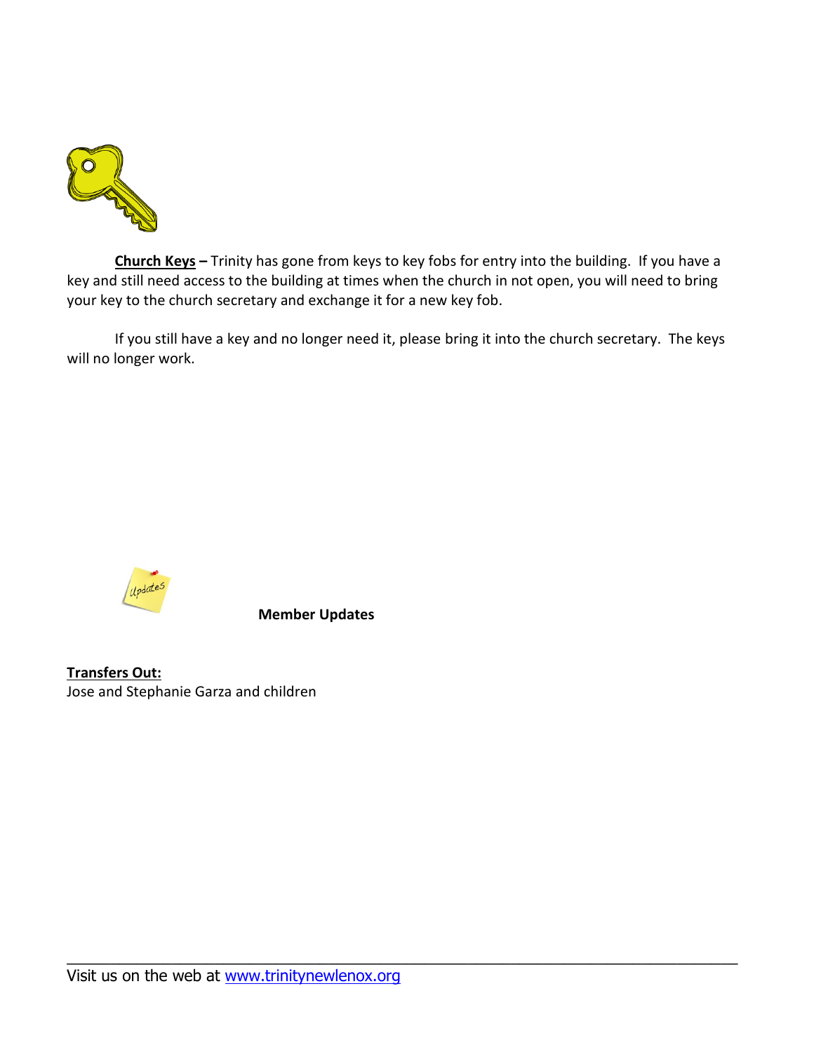**Church Keys –** Trinity has gone from keys to key fobs for entry into the building. If you have a key and still need access to the building at times when the church in not open, you will need to bring your key to the church secretary and exchange it for a new key fob.

If you still have a key and no longer need it, please bring it into the church secretary. The keys will no longer work.

**Member Updates**

**Transfers Out:**
Jose and Stephanie Garza and children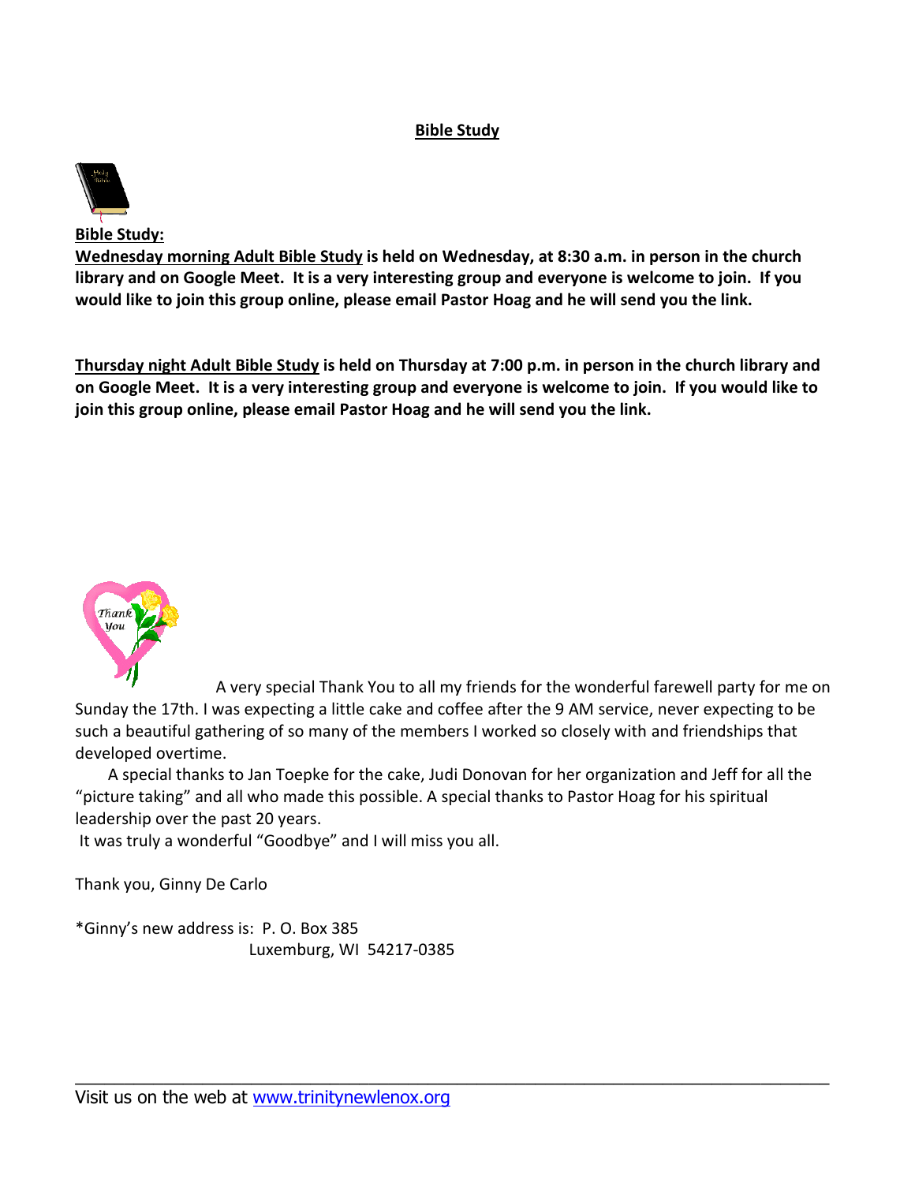## Bible Study

**Bible Study:**

**Wednesday morning Adult Bible Study is held on Wednesday, at 8:30 a.m. in person in the church library and on Google Meet. It is a very interesting group and everyone is welcome to join. If you would like to join this group online, please email Pastor Hoag and he will send you the link.**

**Thursday night Adult Bible Study is held on Thursday at 7:00 p.m. in person in the church library and on Google Meet. It is a very interesting group and everyone is welcome to join. If you would like to join this group online, please email Pastor Hoag and he will send you the link.**

A very special Thank You to all my friends for the wonderful farewell party for me on Sunday the 17th. I was expecting a little cake and coffee after the 9 AM service, never expecting to be such a beautiful gathering of so many of the members I worked so closely with and friendships that developed overtime.

A special thanks to Jan Toepke for the cake, Judi Donovan for her organization and Jeff for all the "picture taking" and all who made this possible. A special thanks to Pastor Hoag for his spiritual leadership over the past 20 years.

It was truly a wonderful "Goodbye" and I will miss you all.

Thank you, Ginny De Carlo

*Ginny's new address is: P. O. Box 385
Luxemburg, WI 54217-0385

Visit us on the web at www.trinitynewlenox.org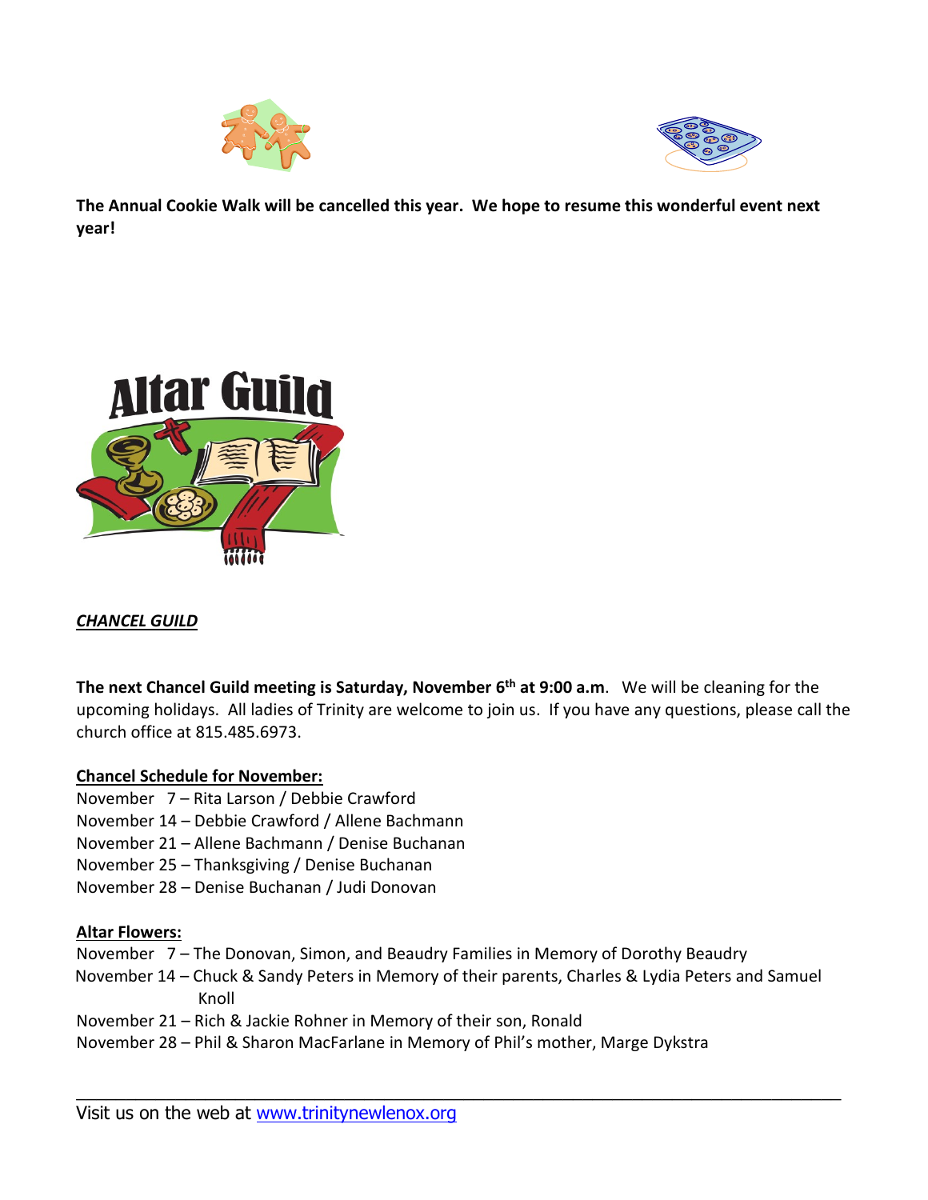**The Annual Cookie Walk will be cancelled this year. We hope to resume this wonderful event next year!**

***CHANCEL GUILD***

**The next Chancel Guild meeting is Saturday, November 6th at 9:00 a.m**. We will be cleaning for the upcoming holidays. All ladies of Trinity are welcome to join us. If you have any questions, please call the church office at 815.485.6973.

**Chancel Schedule for November:**

November 7 – Rita Larson / Debbie Crawford
November 14 – Debbie Crawford / Allene Bachmann
November 21 – Allene Bachmann / Denise Buchanan
November 25 – Thanksgiving / Denise Buchanan
November 28 – Denise Buchanan / Judi Donovan

**Altar Flowers:**

November 7 – The Donovan, Simon, and Beaudry Families in Memory of Dorothy Beaudry
November 14 – Chuck & Sandy Peters in Memory of their parents, Charles & Lydia Peters and Samuel Knoll
November 21 – Rich & Jackie Rohner in Memory of their son, Ronald
November 28 – Phil & Sharon MacFarlane in Memory of Phil's mother, Marge Dykstra

Visit us on the web at www.trinitynewlenox.org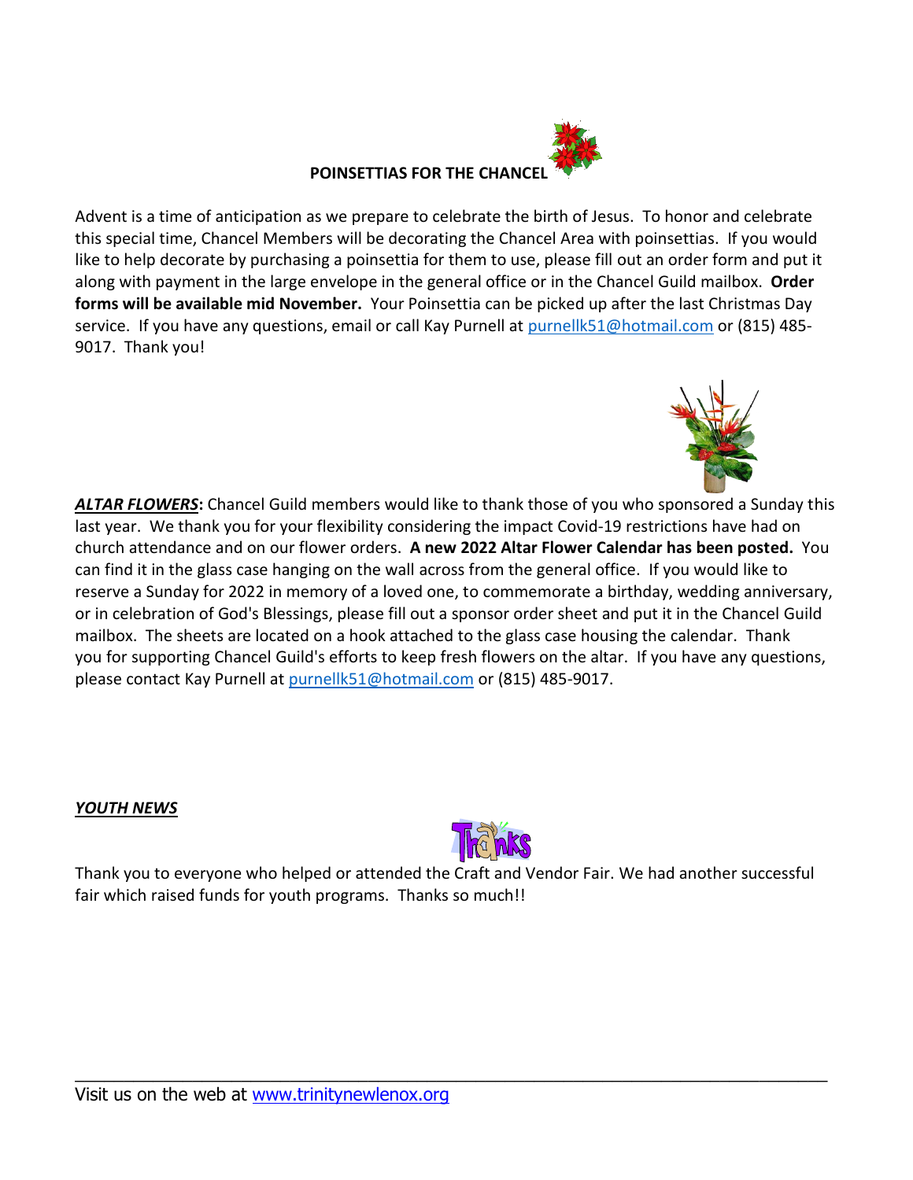## POINSETTIAS FOR THE CHANCEL

Advent is a time of anticipation as we prepare to celebrate the birth of Jesus. To honor and celebrate this special time, Chancel Members will be decorating the Chancel Area with poinsettias. If you would like to help decorate by purchasing a poinsettia for them to use, please fill out an order form and put it along with payment in the large envelope in the general office or in the Chancel Guild mailbox. **Order forms will be available mid November.** Your Poinsettia can be picked up after the last Christmas Day service. If you have any questions, email or call Kay Purnell at [purnellk51@hotmail.com](mailto:purnellk51@hotmail.com) or (815) 485-9017. Thank you!

***ALTAR FLOWERS*:** Chancel Guild members would like to thank those of you who sponsored a Sunday this last year. We thank you for your flexibility considering the impact Covid-19 restrictions have had on church attendance and on our flower orders. **A new 2022 Altar Flower Calendar has been posted.** You can find it in the glass case hanging on the wall across from the general office. If you would like to reserve a Sunday for 2022 in memory of a loved one, to commemorate a birthday, wedding anniversary, or in celebration of God's Blessings, please fill out a sponsor order sheet and put it in the Chancel Guild mailbox. The sheets are located on a hook attached to the glass case housing the calendar. Thank you for supporting Chancel Guild's efforts to keep fresh flowers on the altar. If you have any questions, please contact Kay Purnell at [purnellk51@hotmail.com](mailto:purnellk51@hotmail.com) or (815) 485-9017.

***YOUTH NEWS***

Thank you to everyone who helped or attended the Craft and Vendor Fair. We had another successful fair which raised funds for youth programs. Thanks so much!!

---

Visit us on the web at [www.trinitynewlenox.org](http://www.trinitynewlenox.org)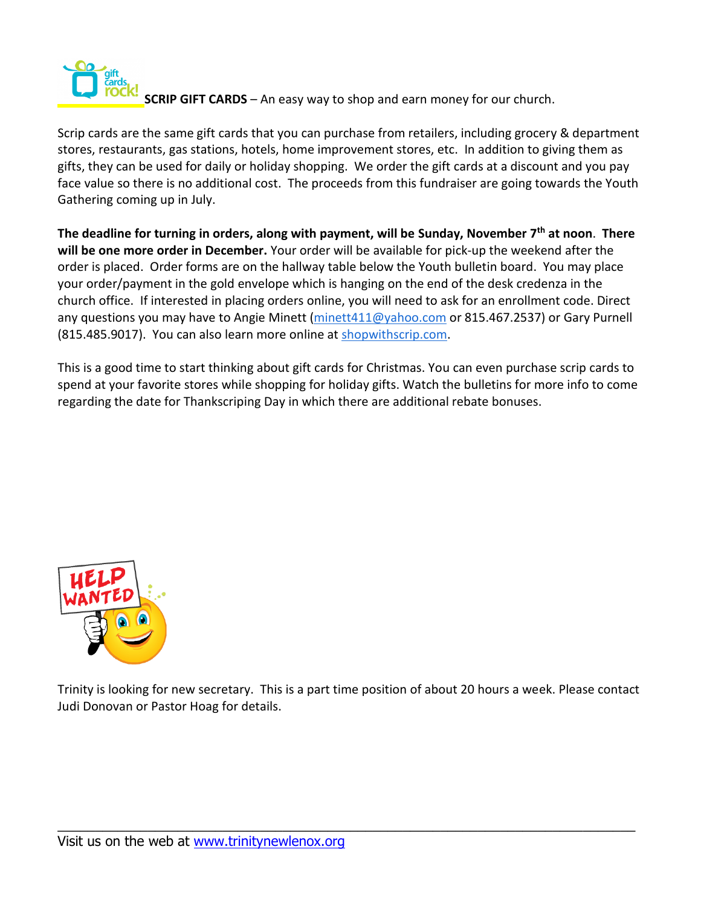**SCRIP GIFT CARDS** – An easy way to shop and earn money for our church.

Scrip cards are the same gift cards that you can purchase from retailers, including grocery & department stores, restaurants, gas stations, hotels, home improvement stores, etc. In addition to giving them as gifts, they can be used for daily or holiday shopping. We order the gift cards at a discount and you pay face value so there is no additional cost. The proceeds from this fundraiser are going towards the Youth Gathering coming up in July.

**The deadline for turning in orders, along with payment, will be Sunday, November 7th at noon. There will be one more order in December.** Your order will be available for pick-up the weekend after the order is placed. Order forms are on the hallway table below the Youth bulletin board. You may place your order/payment in the gold envelope which is hanging on the end of the desk credenza in the church office. If interested in placing orders online, you will need to ask for an enrollment code. Direct any questions you may have to Angie Minett (minett411@yahoo.com or 815.467.2537) or Gary Purnell (815.485.9017). You can also learn more online at shopwithscrip.com.

This is a good time to start thinking about gift cards for Christmas. You can even purchase scrip cards to spend at your favorite stores while shopping for holiday gifts. Watch the bulletins for more info to come regarding the date for Thankscriping Day in which there are additional rebate bonuses.

**HELP WANTED**

Trinity is looking for new secretary. This is a part time position of about 20 hours a week. Please contact Judi Donovan or Pastor Hoag for details.

Visit us on the web at www.trinitynewlenox.org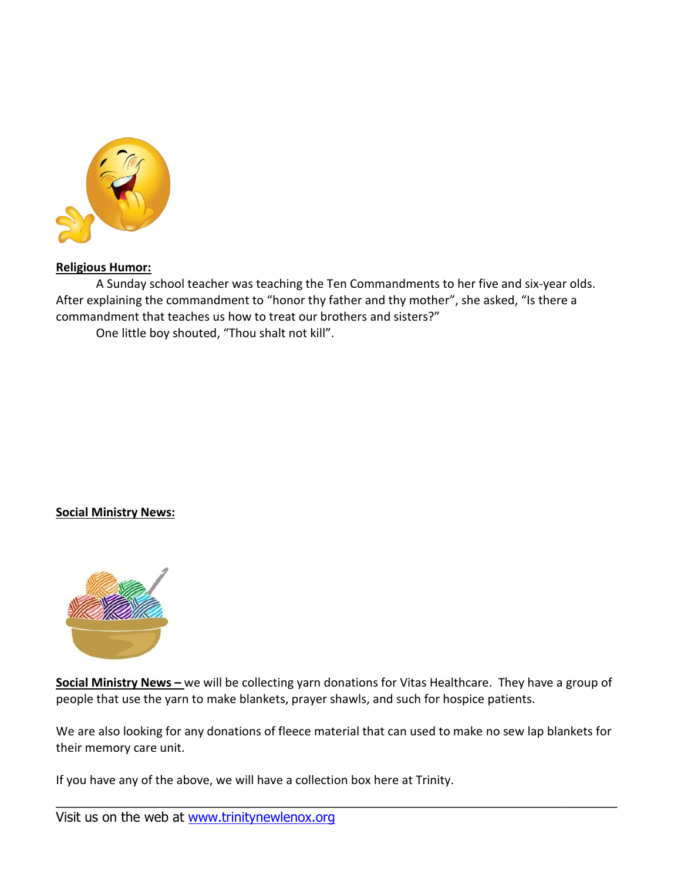**Religious Humor:**

A Sunday school teacher was teaching the Ten Commandments to her five and six-year olds. After explaining the commandment to "honor thy father and thy mother", she asked, "Is there a commandment that teaches us how to treat our brothers and sisters?"

One little boy shouted, "Thou shalt not kill".

**Social Ministry News:**

**Social Ministry News –** we will be collecting yarn donations for Vitas Healthcare. They have a group of people that use the yarn to make blankets, prayer shawls, and such for hospice patients.

We are also looking for any donations of fleece material that can used to make no sew lap blankets for their memory care unit.

If you have any of the above, we will have a collection box here at Trinity.

---

Visit us on the web at www.trinitynewlenox.org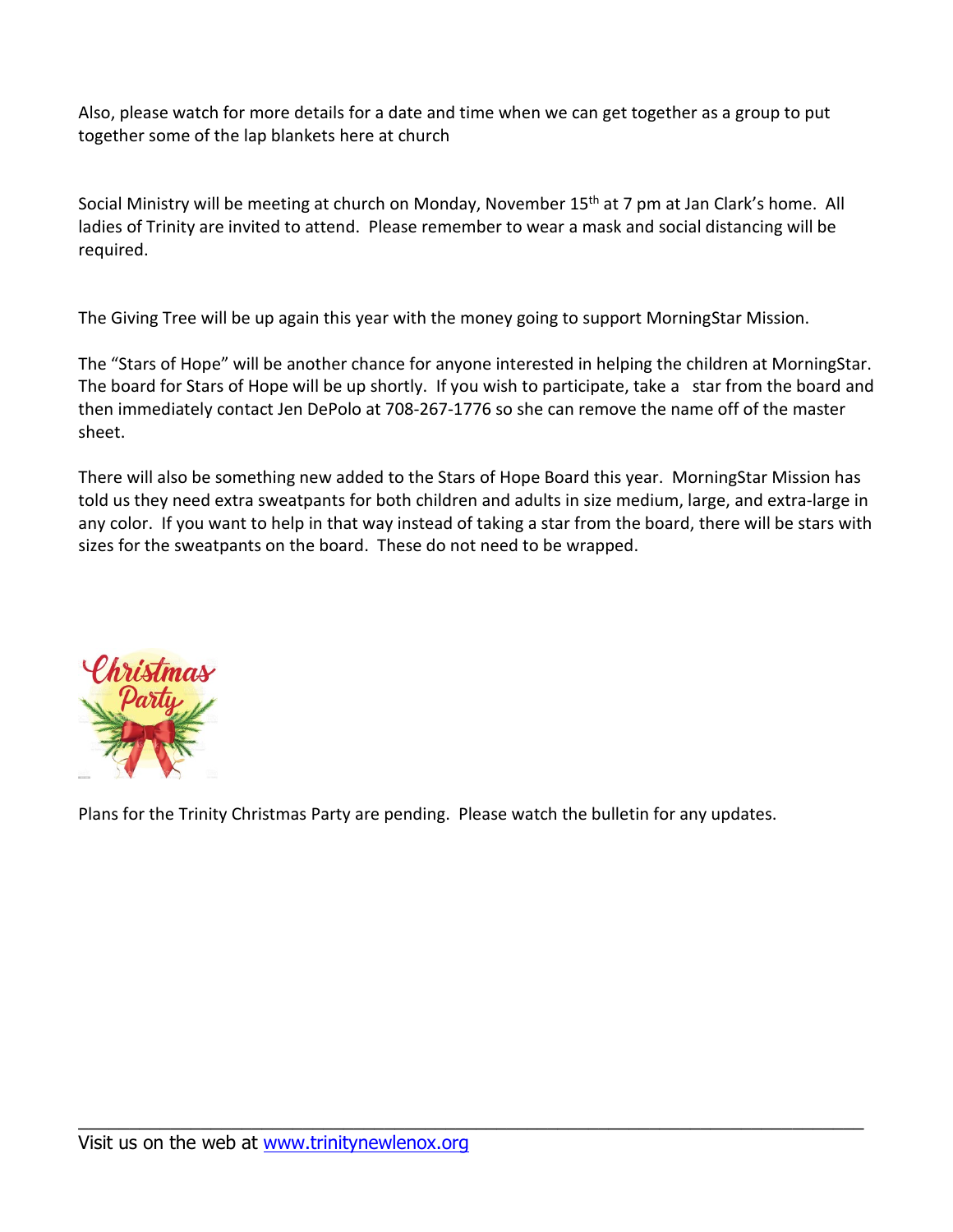Also, please watch for more details for a date and time when we can get together as a group to put together some of the lap blankets here at church

Social Ministry will be meeting at church on Monday, November 15th at 7 pm at Jan Clark's home. All ladies of Trinity are invited to attend. Please remember to wear a mask and social distancing will be required.

The Giving Tree will be up again this year with the money going to support MorningStar Mission.

The "Stars of Hope" will be another chance for anyone interested in helping the children at MorningStar. The board for Stars of Hope will be up shortly. If you wish to participate, take a star from the board and then immediately contact Jen DePolo at 708-267-1776 so she can remove the name off of the master sheet.

There will also be something new added to the Stars of Hope Board this year. MorningStar Mission has told us they need extra sweatpants for both children and adults in size medium, large, and extra-large in any color. If you want to help in that way instead of taking a star from the board, there will be stars with sizes for the sweatpants on the board. These do not need to be wrapped.

Plans for the Trinity Christmas Party are pending. Please watch the bulletin for any updates.

Visit us on the web at [www.trinitynewlenox.org](http://www.trinitynewlenox.org)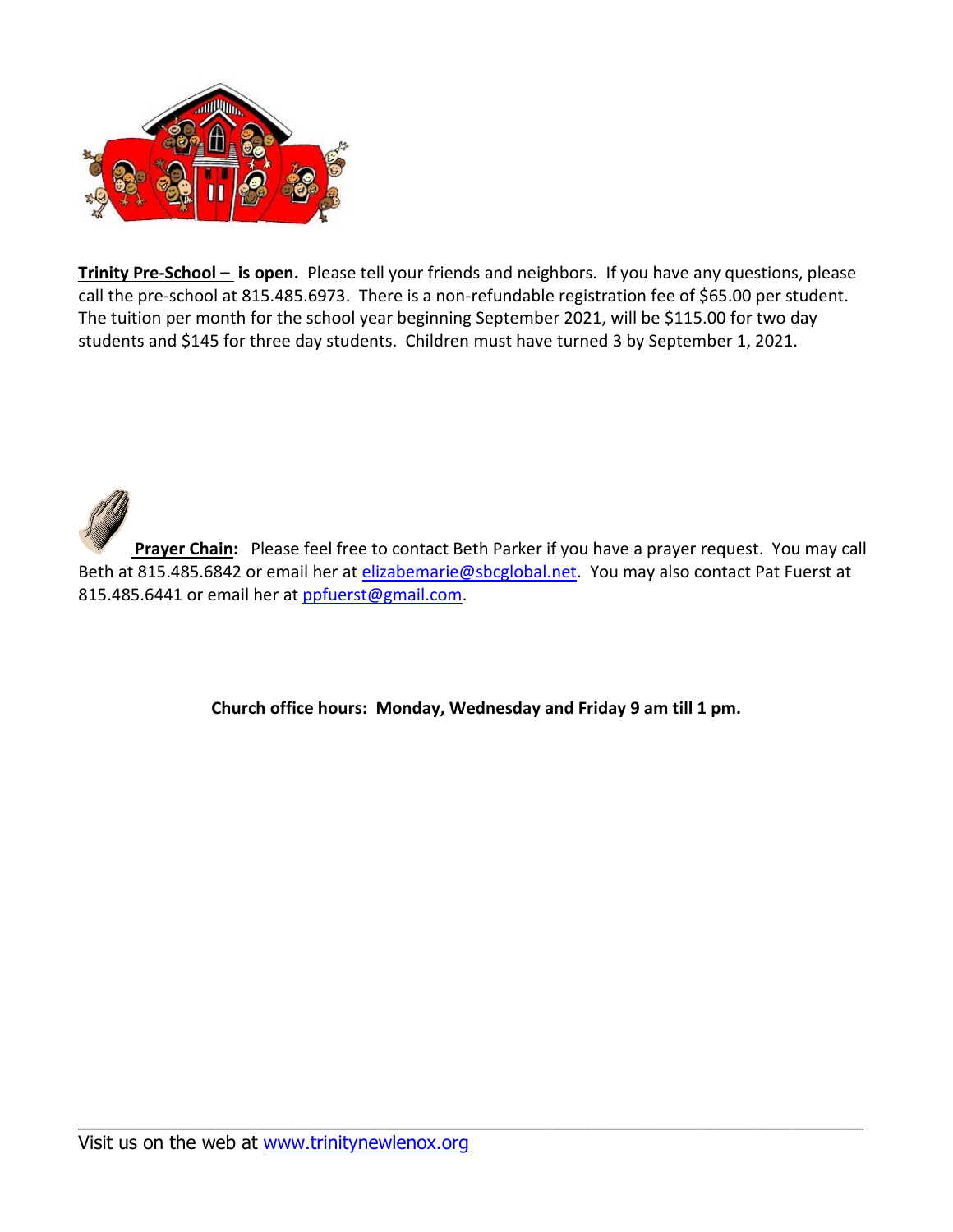**Trinity Pre-School – is open.** Please tell your friends and neighbors. If you have any questions, please call the pre-school at 815.485.6973. There is a non-refundable registration fee of $65.00 per student. The tuition per month for the school year beginning September 2021, will be $115.00 for two day students and $145 for three day students. Children must have turned 3 by September 1, 2021.

**Prayer Chain:** Please feel free to contact Beth Parker if you have a prayer request. You may call Beth at 815.485.6842 or email her at elizabemarie@sbcglobal.net. You may also contact Pat Fuerst at 815.485.6441 or email her at ppfuerst@gmail.com.

**Church office hours: Monday, Wednesday and Friday 9 am till 1 pm.**

Visit us on the web at www.trinitynewlenox.org